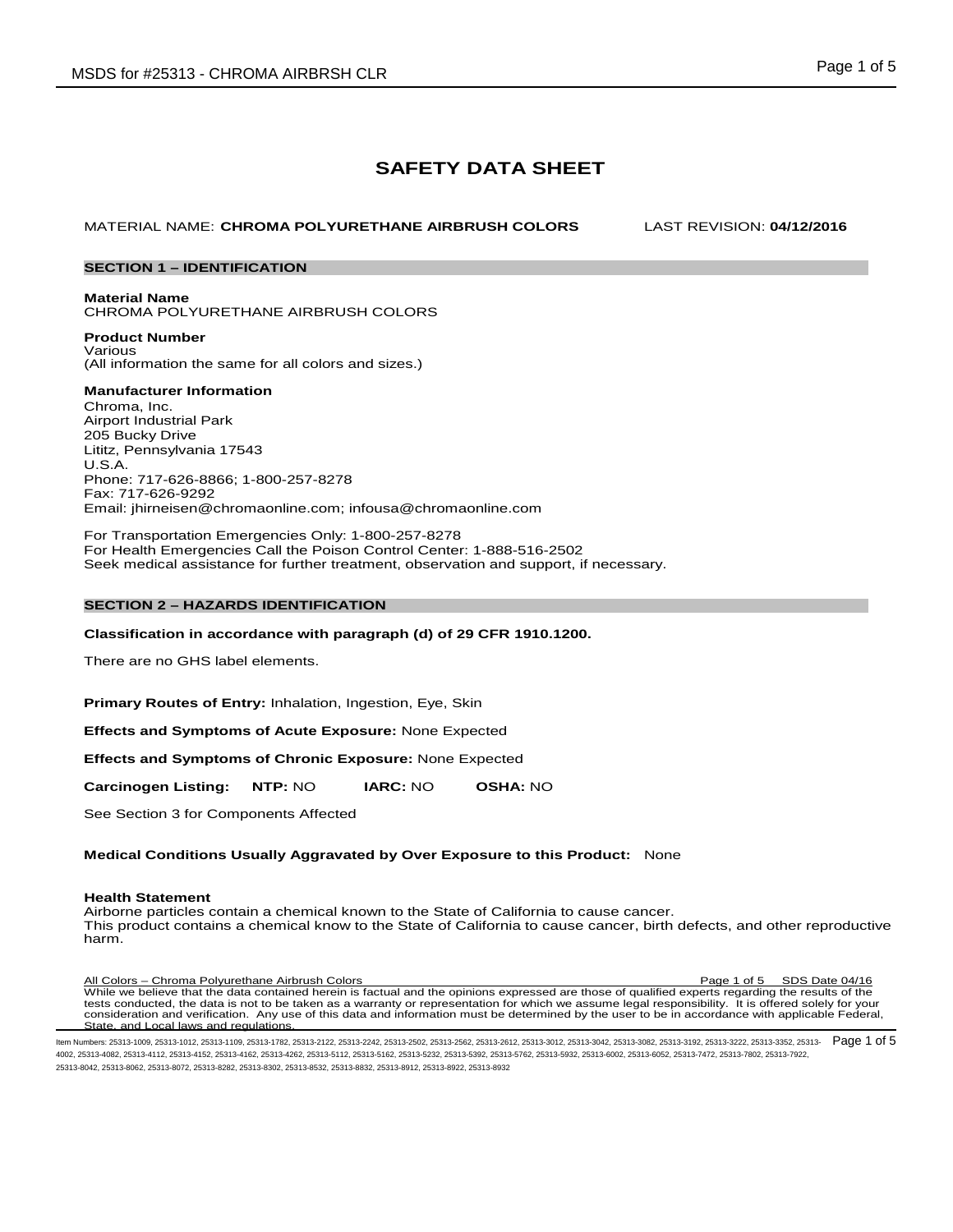# SAFETY DATA SHEET

MATERIAL NAME: **CHROMA POLYURETHANE AIRBRUSH COLORS** LAST REVISION: **04/12/2016**

## SECTION 1 – IDENTIFICATION

**Material Name**
CHROMA POLYURETHANE AIRBRUSH COLORS

**Product Number**
Various
(All information the same for all colors and sizes.)

**Manufacturer Information**
Chroma, Inc.
Airport Industrial Park
205 Bucky Drive
Lititz, Pennsylvania 17543
U.S.A.
Phone: 717-626-8866; 1-800-257-8278
Fax: 717-626-9292
Email: jhirneisen@chromaonline.com; infousa@chromaonline.com

For Transportation Emergencies Only: 1-800-257-8278
For Health Emergencies Call the Poison Control Center: 1-888-516-2502
Seek medical assistance for further treatment, observation and support, if necessary.

## SECTION 2 – HAZARDS IDENTIFICATION

**Classification in accordance with paragraph (d) of 29 CFR 1910.1200.**

There are no GHS label elements.

**Primary Routes of Entry:** Inhalation, Ingestion, Eye, Skin

**Effects and Symptoms of Acute Exposure:** None Expected

**Effects and Symptoms of Chronic Exposure:** None Expected

**Carcinogen Listing:** **NTP:** NO **IARC:** NO **OSHA:** NO

See Section 3 for Components Affected

**Medical Conditions Usually Aggravated by Over Exposure to this Product:** None

**Health Statement**
Airborne particles contain a chemical known to the State of California to cause cancer.
This product contains a chemical know to the State of California to cause cancer, birth defects, and other reproductive harm.

All Colors – Chroma Polyurethane Airbrush Colors Page 1 of 5 SDS Date 04/16
While we believe that the data contained herein is factual and the opinions expressed are those of qualified experts regarding the results of the tests conducted, the data is not to be taken as a warranty or representation for which we assume legal responsibility. It is offered solely for your consideration and verification. Any use of this data and information must be determined by the user to be in accordance with applicable Federal, State, and Local laws and regulations.

Item Numbers: 25313-1009, 25313-1012, 25313-1109, 25313-1782, 25313-2122, 25313-2242, 25313-2502, 25313-2562, 25313-2612, 25313-3012, 25313-3042, 25313-3082, 25313-3192, 25313-3222, 25313-3352, 25313-4002, 25313-4082, 25313-4112, 25313-4152, 25313-4162, 25313-4262, 25313-5112, 25313-5162, 25313-5232, 25313-5392, 25313-5762, 25313-5932, 25313-6002, 25313-6052, 25313-7472, 25313-7802, 25313-7922, 25313-8042, 25313-8062, 25313-8072, 25313-8282, 25313-8302, 25313-8532, 25313-8832, 25313-8912, 25313-8922, 25313-8932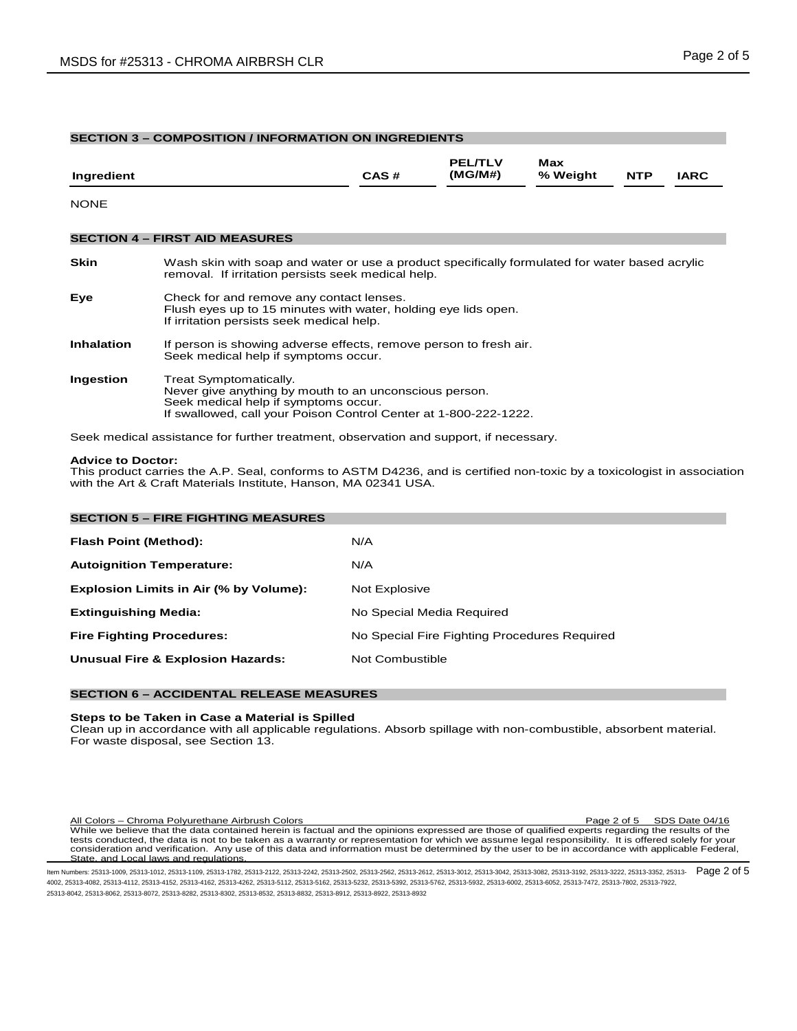## SECTION 3 – COMPOSITION / INFORMATION ON INGREDIENTS

| Ingredient | CAS # | PEL/TLV (MG/M#) | Max % Weight | NTP | IARC |
|---|---|---|---|---|---|
| NONE | | | | | |

## SECTION 4 – FIRST AID MEASURES

**Skin** Wash skin with soap and water or use a product specifically formulated for water based acrylic removal. If irritation persists seek medical help.

**Eye** Check for and remove any contact lenses.
Flush eyes up to 15 minutes with water, holding eye lids open.
If irritation persists seek medical help.

**Inhalation** If person is showing adverse effects, remove person to fresh air.
Seek medical help if symptoms occur.

**Ingestion** Treat Symptomatically.
Never give anything by mouth to an unconscious person.
Seek medical help if symptoms occur.
If swallowed, call your Poison Control Center at 1-800-222-1222.

Seek medical assistance for further treatment, observation and support, if necessary.

**Advice to Doctor:**
This product carries the A.P. Seal, conforms to ASTM D4236, and is certified non-toxic by a toxicologist in association with the Art & Craft Materials Institute, Hanson, MA 02341 USA.

## SECTION 5 – FIRE FIGHTING MEASURES

| | |
|---|---|
| **Flash Point (Method):** | N/A |
| **Autoignition Temperature:** | N/A |
| **Explosion Limits in Air (% by Volume):** | Not Explosive |
| **Extinguishing Media:** | No Special Media Required |
| **Fire Fighting Procedures:** | No Special Fire Fighting Procedures Required |
| **Unusual Fire & Explosion Hazards:** | Not Combustible |

## SECTION 6 – ACCIDENTAL RELEASE MEASURES

**Steps to be Taken in Case a Material is Spilled**
Clean up in accordance with all applicable regulations. Absorb spillage with non-combustible, absorbent material. For waste disposal, see Section 13.

All Colors – Chroma Polyurethane Airbrush Colors SDS Date 04/16
While we believe that the data contained herein is factual and the opinions expressed are those of qualified experts regarding the results of the tests conducted, the data is not to be taken as a warranty or representation for which we assume legal responsibility. It is offered solely for your consideration and verification. Any use of this data and information must be determined by the user to be in accordance with applicable Federal, State, and Local laws and regulations.

Item Numbers: 25313-1009, 25313-1012, 25313-1109, 25313-1782, 25313-2122, 25313-2242, 25313-2502, 25313-2562, 25313-2612, 25313-3012, 25313-3042, 25313-3082, 25313-3192, 25313-3222, 25313-3352, 25313-4002, 25313-4082, 25313-4112, 25313-4152, 25313-4162, 25313-4262, 25313-5112, 25313-5162, 25313-5232, 25313-5392, 25313-5762, 25313-5932, 25313-6002, 25313-6052, 25313-7472, 25313-7802, 25313-7922, 25313-8042, 25313-8062, 25313-8072, 25313-8282, 25313-8302, 25313-8532, 25313-8832, 25313-8912, 25313-8922, 25313-8932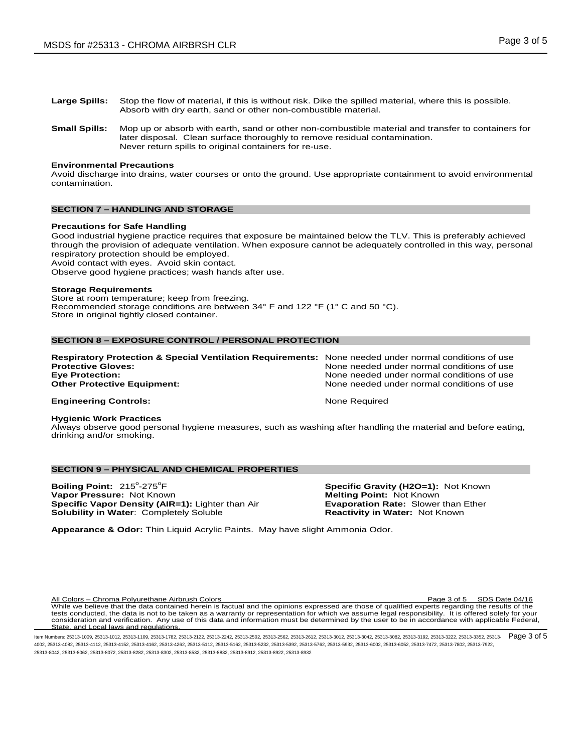**Large Spills:** Stop the flow of material, if this is without risk. Dike the spilled material, where this is possible. Absorb with dry earth, sand or other non-combustible material.

**Small Spills:** Mop up or absorb with earth, sand or other non-combustible material and transfer to containers for later disposal. Clean surface thoroughly to remove residual contamination. Never return spills to original containers for re-use.

**Environmental Precautions**

Avoid discharge into drains, water courses or onto the ground. Use appropriate containment to avoid environmental contamination.

## SECTION 7 – HANDLING AND STORAGE

**Precautions for Safe Handling**

Good industrial hygiene practice requires that exposure be maintained below the TLV. This is preferably achieved through the provision of adequate ventilation. When exposure cannot be adequately controlled in this way, personal respiratory protection should be employed.
Avoid contact with eyes. Avoid skin contact.
Observe good hygiene practices; wash hands after use.

**Storage Requirements**

Store at room temperature; keep from freezing.
Recommended storage conditions are between 34° F and 122 °F (1° C and 50 °C).
Store in original tightly closed container.

## SECTION 8 – EXPOSURE CONTROL / PERSONAL PROTECTION

**Respiratory Protection & Special Ventilation Requirements:** None needed under normal conditions of use
**Protective Gloves:** None needed under normal conditions of use
**Eye Protection:** None needed under normal conditions of use
**Other Protective Equipment:** None needed under normal conditions of use

**Engineering Controls:** None Required

**Hygienic Work Practices**

Always observe good personal hygiene measures, such as washing after handling the material and before eating, drinking and/or smoking.

## SECTION 9 – PHYSICAL AND CHEMICAL PROPERTIES

**Boiling Point:** 215°-275°F
**Vapor Pressure:** Not Known
**Specific Vapor Density (AIR=1):** Lighter than Air
**Solubility in Water**: Completely Soluble

**Specific Gravity (H2O=1):** Not Known
**Melting Point:** Not Known
**Evaporation Rate:** Slower than Ether
**Reactivity in Water:** Not Known

**Appearance & Odor:** Thin Liquid Acrylic Paints. May have slight Ammonia Odor.

All Colors – Chroma Polyurethane Airbrush Colors SDS Date 04/16

While we believe that the data contained herein is factual and the opinions expressed are those of qualified experts regarding the results of the tests conducted, the data is not to be taken as a warranty or representation for which we assume legal responsibility. It is offered solely for your consideration and verification. Any use of this data and information must be determined by the user to be in accordance with applicable Federal, State, and Local laws and regulations.

Item Numbers: 25313-1009, 25313-1012, 25313-1109, 25313-1782, 25313-2122, 25313-2242, 25313-2502, 25313-2562, 25313-2612, 25313-3012, 25313-3042, 25313-3082, 25313-3192, 25313-3222, 25313-3352, 25313-4002, 25313-4082, 25313-4112, 25313-4152, 25313-4162, 25313-4262, 25313-5112, 25313-5162, 25313-5232, 25313-5392, 25313-5762, 25313-5932, 25313-6002, 25313-6052, 25313-7472, 25313-7802, 25313-7922, 25313-8042, 25313-8062, 25313-8072, 25313-8282, 25313-8302, 25313-8532, 25313-8832, 25313-8912, 25313-8922, 25313-8932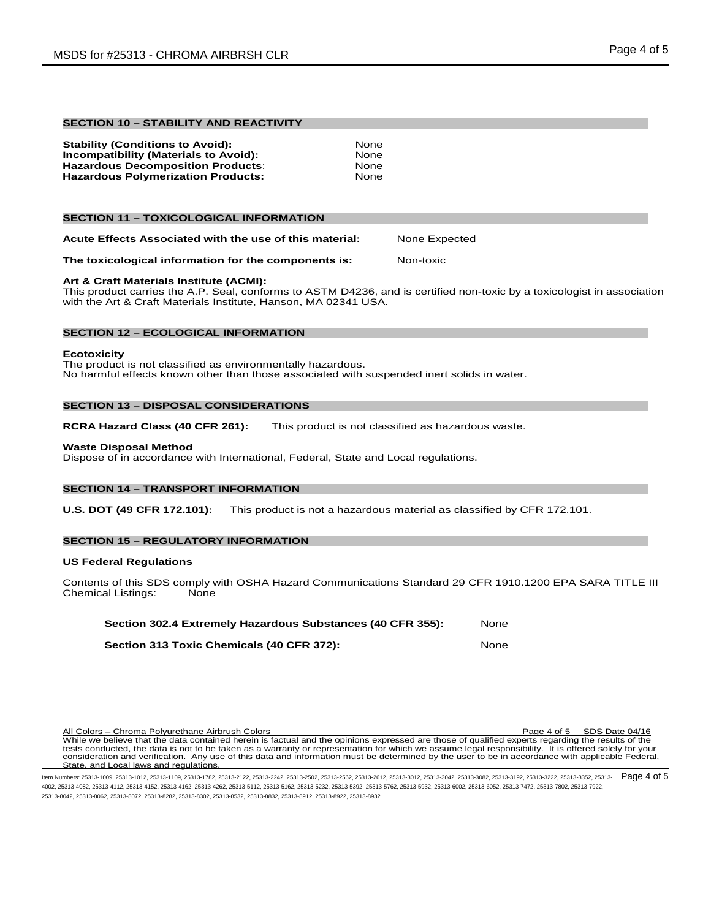## SECTION 10 – STABILITY AND REACTIVITY

| | |
|---|---|
| **Stability (Conditions to Avoid):** | None |
| **Incompatibility (Materials to Avoid):** | None |
| **Hazardous Decomposition Products:** | None |
| **Hazardous Polymerization Products:** | None |

## SECTION 11 – TOXICOLOGICAL INFORMATION

**Acute Effects Associated with the use of this material:** None Expected

**The toxicological information for the components is:** Non-toxic

**Art & Craft Materials Institute (ACMI):**
This product carries the A.P. Seal, conforms to ASTM D4236, and is certified non-toxic by a toxicologist in association with the Art & Craft Materials Institute, Hanson, MA 02341 USA.

## SECTION 12 – ECOLOGICAL INFORMATION

**Ecotoxicity**
The product is not classified as environmentally hazardous.
No harmful effects known other than those associated with suspended inert solids in water.

## SECTION 13 – DISPOSAL CONSIDERATIONS

**RCRA Hazard Class (40 CFR 261):** This product is not classified as hazardous waste.

**Waste Disposal Method**
Dispose of in accordance with International, Federal, State and Local regulations.

## SECTION 14 – TRANSPORT INFORMATION

**U.S. DOT (49 CFR 172.101):** This product is not a hazardous material as classified by CFR 172.101.

## SECTION 15 – REGULATORY INFORMATION

**US Federal Regulations**

Contents of this SDS comply with OSHA Hazard Communications Standard 29 CFR 1910.1200 EPA SARA TITLE III Chemical Listings: None

**Section 302.4 Extremely Hazardous Substances (40 CFR 355):** None

**Section 313 Toxic Chemicals (40 CFR 372):** None

All Colors – Chroma Polyurethane Airbrush Colors SDS Date 04/16

While we believe that the data contained herein is factual and the opinions expressed are those of qualified experts regarding the results of the tests conducted, the data is not to be taken as a warranty or representation for which we assume legal responsibility. It is offered solely for your consideration and verification. Any use of this data and information must be determined by the user to be in accordance with applicable Federal, State, and Local laws and regulations.

Item Numbers: 25313-1009, 25313-1012, 25313-1109, 25313-1782, 25313-2122, 25313-2242, 25313-2502, 25313-2562, 25313-2612, 25313-3012, 25313-3042, 25313-3082, 25313-3192, 25313-3222, 25313-3352, 25313-4002, 25313-4082, 25313-4112, 25313-4152, 25313-4162, 25313-4262, 25313-5112, 25313-5162, 25313-5232, 25313-5392, 25313-5762, 25313-5932, 25313-6002, 25313-6052, 25313-7472, 25313-7802, 25313-7922, 25313-8042, 25313-8062, 25313-8072, 25313-8282, 25313-8302, 25313-8532, 25313-8832, 25313-8912, 25313-8922, 25313-8932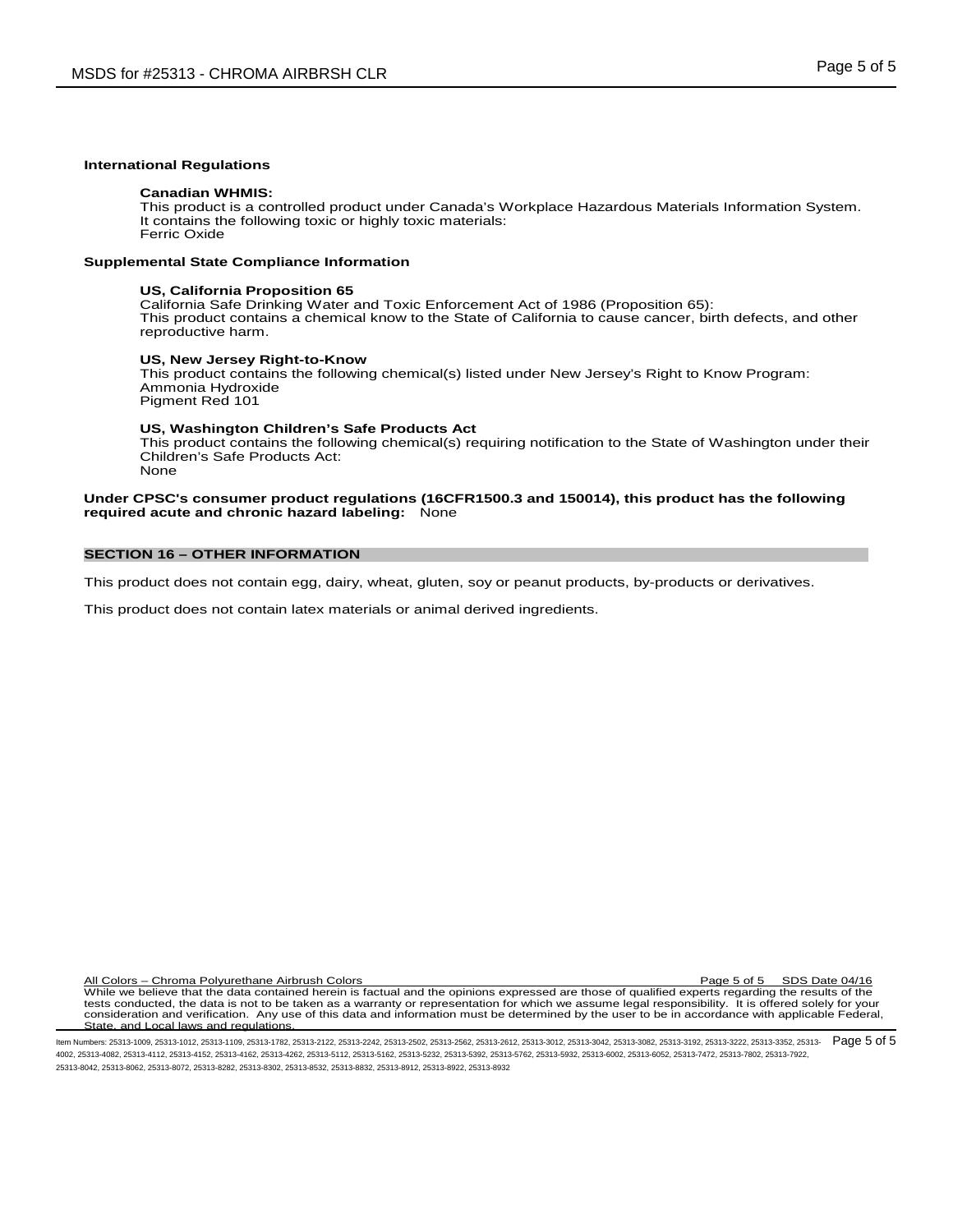**International Regulations**

**Canadian WHMIS:**
This product is a controlled product under Canada's Workplace Hazardous Materials Information System.
It contains the following toxic or highly toxic materials:
Ferric Oxide

**Supplemental State Compliance Information**

**US, California Proposition 65**
California Safe Drinking Water and Toxic Enforcement Act of 1986 (Proposition 65):
This product contains a chemical know to the State of California to cause cancer, birth defects, and other reproductive harm.

**US, New Jersey Right-to-Know**
This product contains the following chemical(s) listed under New Jersey's Right to Know Program:
Ammonia Hydroxide
Pigment Red 101

**US, Washington Children's Safe Products Act**
This product contains the following chemical(s) requiring notification to the State of Washington under their Children's Safe Products Act:
None

**Under CPSC's consumer product regulations (16CFR1500.3 and 150014), this product has the following required acute and chronic hazard labeling:** None

## SECTION 16 – OTHER INFORMATION

This product does not contain egg, dairy, wheat, gluten, soy or peanut products, by-products or derivatives.

This product does not contain latex materials or animal derived ingredients.

All Colors – Chroma Polyurethane Airbrush Colors SDS Date 04/16
While we believe that the data contained herein is factual and the opinions expressed are those of qualified experts regarding the results of the tests conducted, the data is not to be taken as a warranty or representation for which we assume legal responsibility. It is offered solely for your consideration and verification. Any use of this data and information must be determined by the user to be in accordance with applicable Federal, State, and Local laws and regulations.

Item Numbers: 25313-1009, 25313-1012, 25313-1109, 25313-1782, 25313-2122, 25313-2242, 25313-2502, 25313-2562, 25313-2612, 25313-3012, 25313-3042, 25313-3082, 25313-3192, 25313-3222, 25313-3352, 25313-4002, 25313-4082, 25313-4112, 25313-4152, 25313-4162, 25313-4262, 25313-5112, 25313-5162, 25313-5232, 25313-5392, 25313-5762, 25313-5932, 25313-6002, 25313-6052, 25313-7472, 25313-7802, 25313-7922, 25313-8042, 25313-8062, 25313-8072, 25313-8282, 25313-8302, 25313-8532, 25313-8832, 25313-8912, 25313-8922, 25313-8932